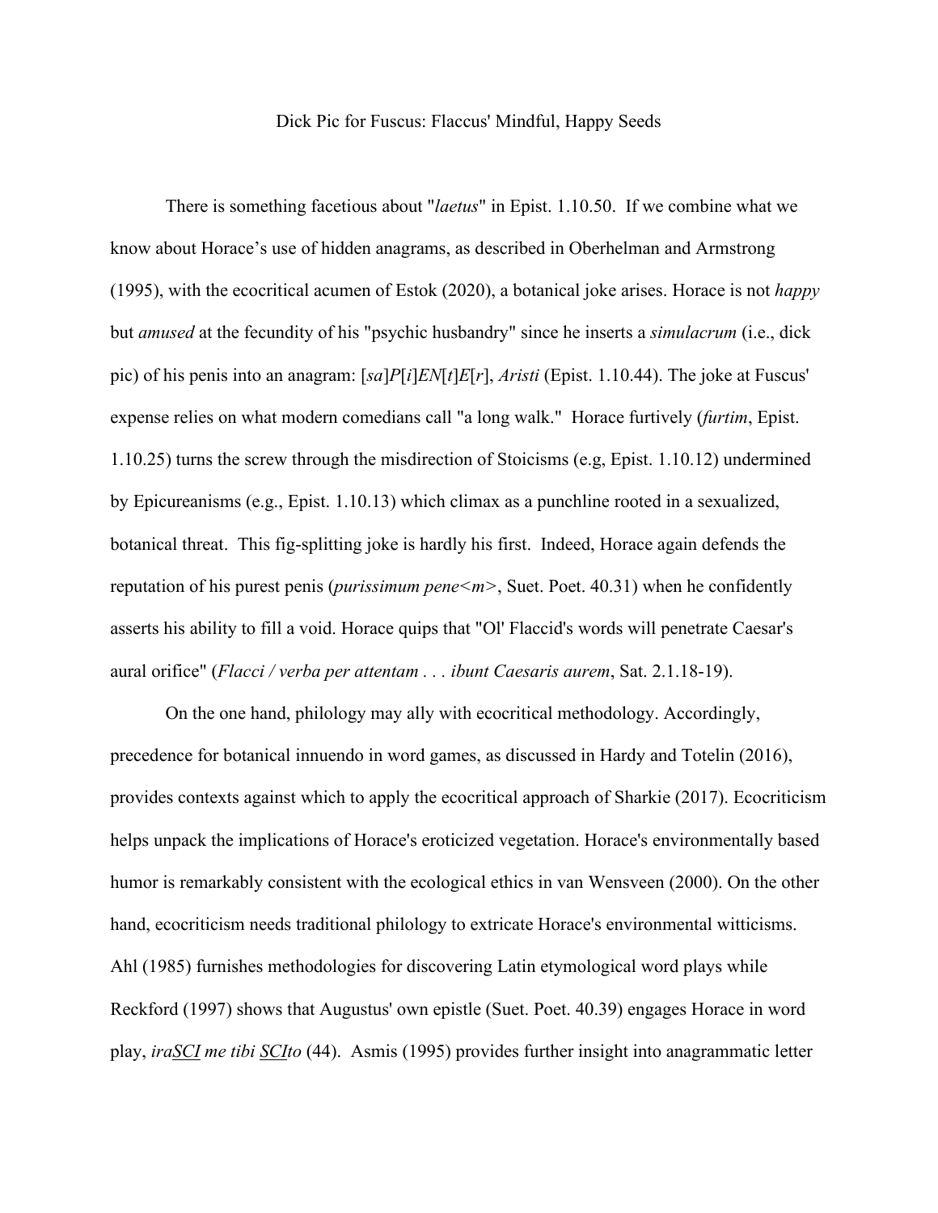# Dick Pic for Fuscus: Flaccus' Mindful, Happy Seeds

There is something facetious about "*laetus*" in Epist. 1.10.50. If we combine what we know about Horace's use of hidden anagrams, as described in Oberhelman and Armstrong (1995), with the ecocritical acumen of Estok (2020), a botanical joke arises. Horace is not *happy* but *amused* at the fecundity of his "psychic husbandry" since he inserts a *simulacrum* (i.e., dick pic) of his penis into an anagram: [*sa*]*P*[*i*]*EN*[*t*]*E*[*r*], *Aristi* (Epist. 1.10.44). The joke at Fuscus' expense relies on what modern comedians call "a long walk." Horace furtively (*furtim*, Epist. 1.10.25) turns the screw through the misdirection of Stoicisms (e.g, Epist. 1.10.12) undermined by Epicureanisms (e.g., Epist. 1.10.13) which climax as a punchline rooted in a sexualized, botanical threat. This fig-splitting joke is hardly his first. Indeed, Horace again defends the reputation of his purest penis (*purissimum pene<m>*, Suet. Poet. 40.31) when he confidently asserts his ability to fill a void. Horace quips that "Ol' Flaccid's words will penetrate Caesar's aural orifice" (*Flacci / verba per attentam . . . ibunt Caesaris aurem*, Sat. 2.1.18-19).

On the one hand, philology may ally with ecocritical methodology. Accordingly, precedence for botanical innuendo in word games, as discussed in Hardy and Totelin (2016), provides contexts against which to apply the ecocritical approach of Sharkie (2017). Ecocriticism helps unpack the implications of Horace's eroticized vegetation. Horace's environmentally based humor is remarkably consistent with the ecological ethics in van Wensveen (2000). On the other hand, ecocriticism needs traditional philology to extricate Horace's environmental witticisms. Ahl (1985) furnishes methodologies for discovering Latin etymological word plays while Reckford (1997) shows that Augustus' own epistle (Suet. Poet. 40.39) engages Horace in word play, *ira<u>SCI</u> me tibi <u>SCI</u>to* (44). Asmis (1995) provides further insight into anagrammatic letter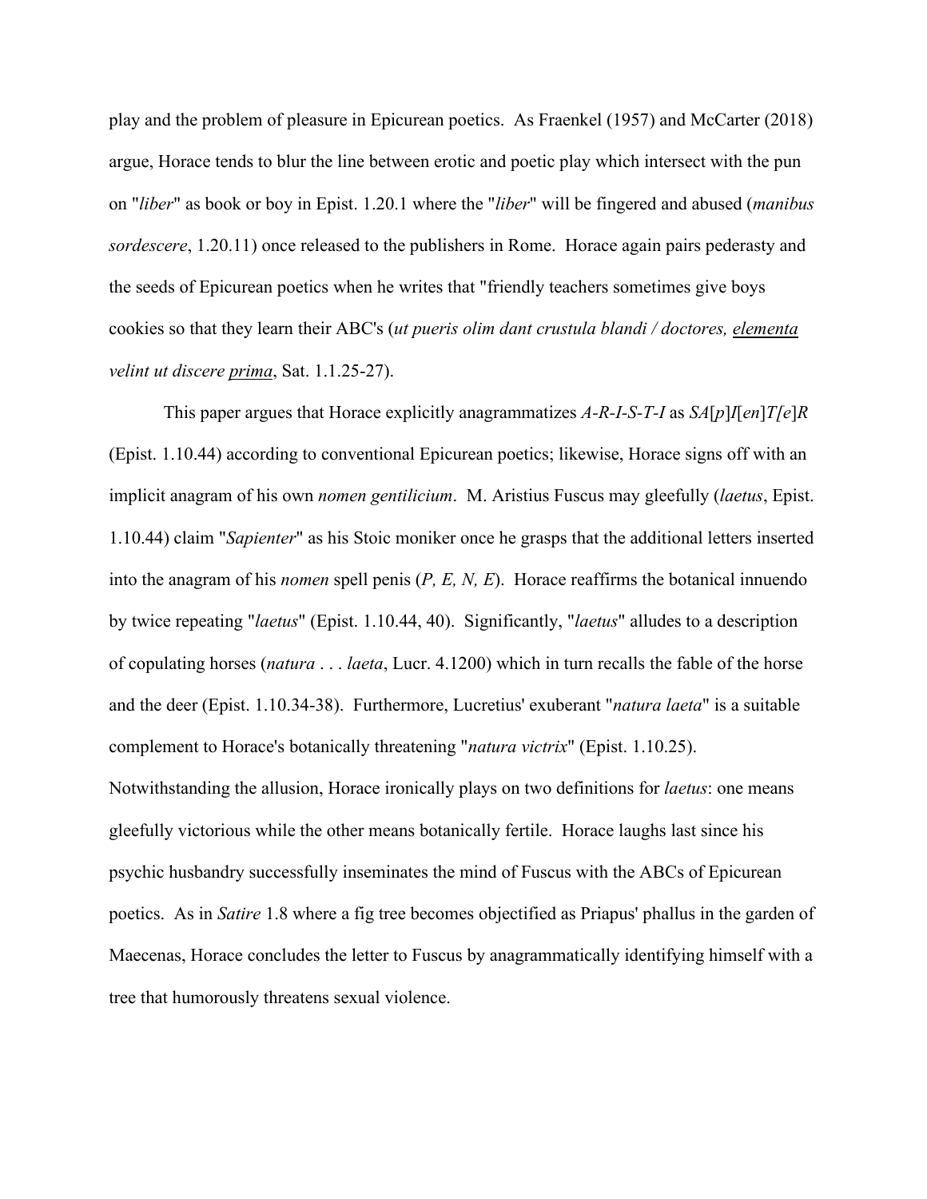play and the problem of pleasure in Epicurean poetics. As Fraenkel (1957) and McCarter (2018) argue, Horace tends to blur the line between erotic and poetic play which intersect with the pun on "*liber*" as book or boy in Epist. 1.20.1 where the "*liber*" will be fingered and abused (*manibus sordescere*, 1.20.11) once released to the publishers in Rome. Horace again pairs pederasty and the seeds of Epicurean poetics when he writes that "friendly teachers sometimes give boys cookies so that they learn their ABC's (*ut pueris olim dant crustula blandi / doctores, <u>elementa</u> velint ut discere <u>prima</u>*, Sat. 1.1.25-27).

This paper argues that Horace explicitly anagrammatizes *A-R-I-S-T-I* as *SA*[*p*]*I*[*en*]*T[e]R* (Epist. 1.10.44) according to conventional Epicurean poetics; likewise, Horace signs off with an implicit anagram of his own *nomen gentilicium*. M. Aristius Fuscus may gleefully (*laetus*, Epist. 1.10.44) claim "*Sapienter*" as his Stoic moniker once he grasps that the additional letters inserted into the anagram of his *nomen* spell penis (*P, E, N, E*). Horace reaffirms the botanical innuendo by twice repeating "*laetus*" (Epist. 1.10.44, 40). Significantly, "*laetus*" alludes to a description of copulating horses (*natura* . . . *laeta*, Lucr. 4.1200) which in turn recalls the fable of the horse and the deer (Epist. 1.10.34-38). Furthermore, Lucretius' exuberant "*natura laeta*" is a suitable complement to Horace's botanically threatening "*natura victrix*" (Epist. 1.10.25). Notwithstanding the allusion, Horace ironically plays on two definitions for *laetus*: one means gleefully victorious while the other means botanically fertile. Horace laughs last since his psychic husbandry successfully inseminates the mind of Fuscus with the ABCs of Epicurean poetics. As in *Satire* 1.8 where a fig tree becomes objectified as Priapus' phallus in the garden of Maecenas, Horace concludes the letter to Fuscus by anagrammatically identifying himself with a tree that humorously threatens sexual violence.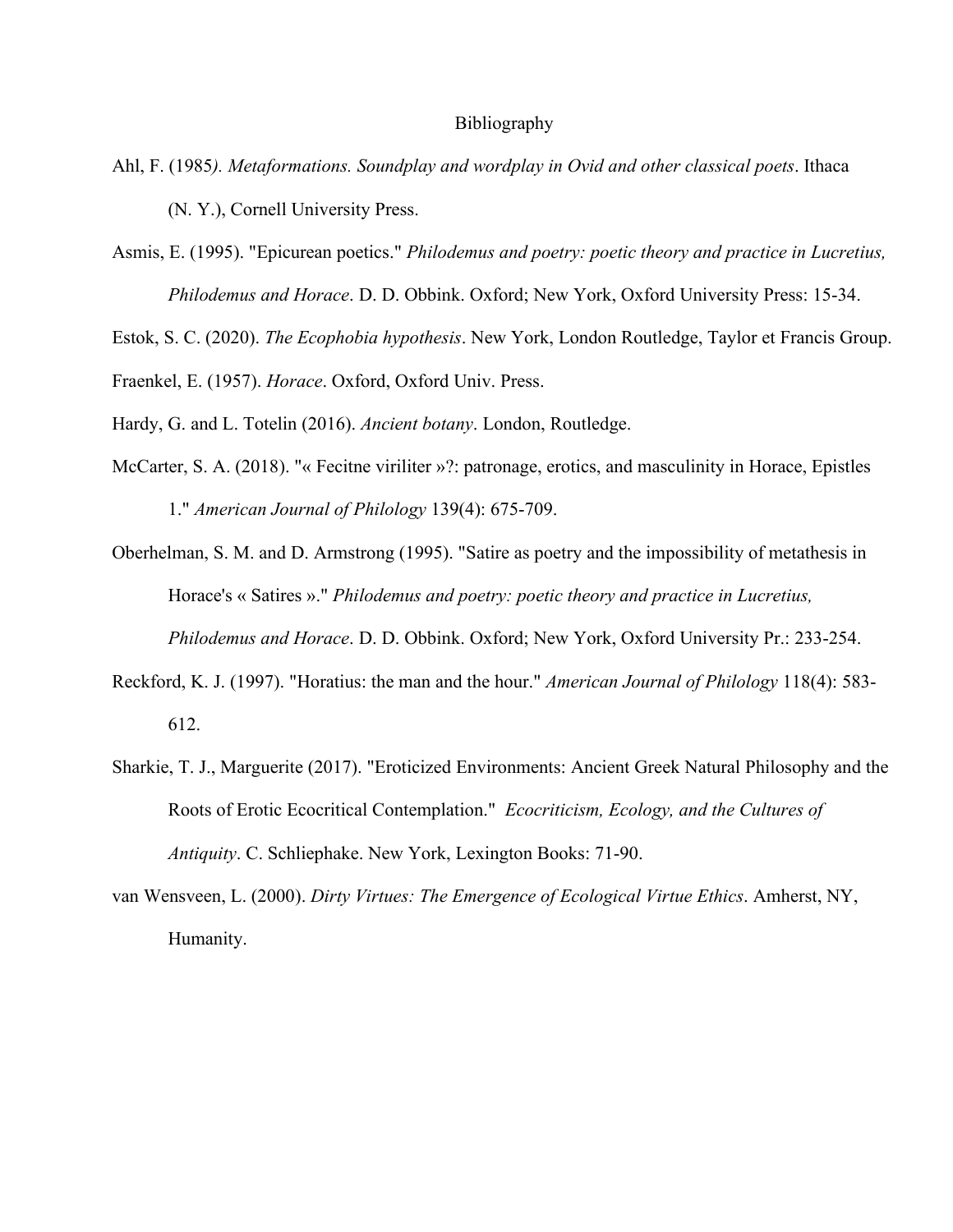# Bibliography

Ahl, F. (1985). *Metaformations. Soundplay and wordplay in Ovid and other classical poets*. Ithaca (N. Y.), Cornell University Press.

Asmis, E. (1995). "Epicurean poetics." *Philodemus and poetry: poetic theory and practice in Lucretius, Philodemus and Horace*. D. D. Obbink. Oxford; New York, Oxford University Press: 15-34.

Estok, S. C. (2020). *The Ecophobia hypothesis*. New York, London Routledge, Taylor et Francis Group.

Fraenkel, E. (1957). *Horace*. Oxford, Oxford Univ. Press.

Hardy, G. and L. Totelin (2016). *Ancient botany*. London, Routledge.

McCarter, S. A. (2018). "« Fecitne viriliter »?: patronage, erotics, and masculinity in Horace, Epistles 1." *American Journal of Philology* 139(4): 675-709.

Oberhelman, S. M. and D. Armstrong (1995). "Satire as poetry and the impossibility of metathesis in Horace's « Satires »." *Philodemus and poetry: poetic theory and practice in Lucretius, Philodemus and Horace*. D. D. Obbink. Oxford; New York, Oxford University Pr.: 233-254.

Reckford, K. J. (1997). "Horatius: the man and the hour." *American Journal of Philology* 118(4): 583-612.

Sharkie, T. J., Marguerite (2017). "Eroticized Environments: Ancient Greek Natural Philosophy and the Roots of Erotic Ecocritical Contemplation." *Ecocriticism, Ecology, and the Cultures of Antiquity*. C. Schliephake. New York, Lexington Books: 71-90.

van Wensveen, L. (2000). *Dirty Virtues: The Emergence of Ecological Virtue Ethics*. Amherst, NY, Humanity.